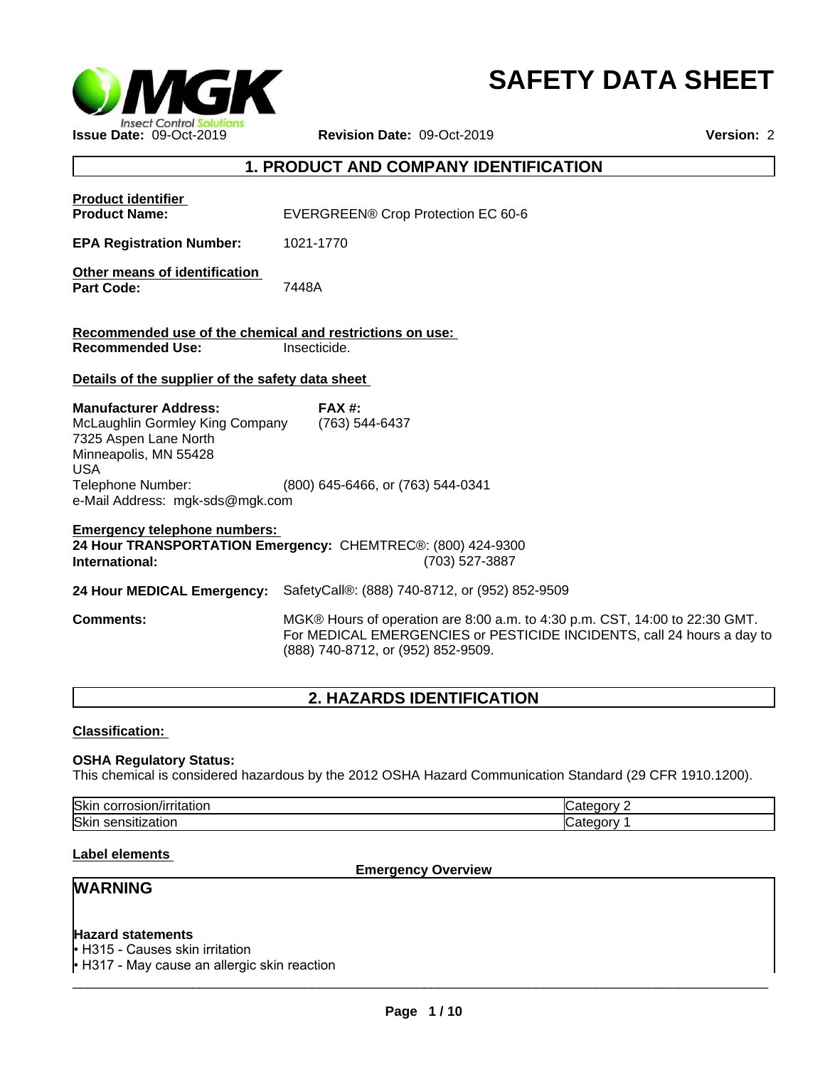# SAFETY DATA SHEET

**Issue Date:** 09-Oct-2019 **Revision Date:** 09-Oct-2019 **Version:** 2

## 1. PRODUCT AND COMPANY IDENTIFICATION

**Product identifier**

**Product Name:** EVERGREEN® Crop Protection EC 60-6

**EPA Registration Number:** 1021-1770

**Other means of identification**

**Part Code:** 7448A

**Recommended use of the chemical and restrictions on use:**

**Recommended Use:** Insecticide.

**Details of the supplier of the safety data sheet**

**Manufacturer Address:**
McLaughlin Gormley King Company
7325 Aspen Lane North
Minneapolis, MN 55428
USA

**FAX #:** (763) 544-6437

Telephone Number: (800) 645-6466, or (763) 544-0341
e-Mail Address: mgk-sds@mgk.com

**Emergency telephone numbers:**

**24 Hour TRANSPORTATION Emergency:** CHEMTREC®: (800) 424-9300

**International:** (703) 527-3887

**24 Hour MEDICAL Emergency:** SafetyCall®: (888) 740-8712, or (952) 852-9509

**Comments:** MGK® Hours of operation are 8:00 a.m. to 4:30 p.m. CST, 14:00 to 22:30 GMT. For MEDICAL EMERGENCIES or PESTICIDE INCIDENTS, call 24 hours a day to (888) 740-8712, or (952) 852-9509.

## 2. HAZARDS IDENTIFICATION

**Classification:**

**OSHA Regulatory Status:**
This chemical is considered hazardous by the 2012 OSHA Hazard Communication Standard (29 CFR 1910.1200).

| | |
|---|---|
| Skin corrosion/irritation | Category 2 |
| Skin sensitization | Category 1 |

**Label elements**

**Emergency Overview**

**WARNING**

**Hazard statements**

- H315 - Causes skin irritation
- H317 - May cause an allergic skin reaction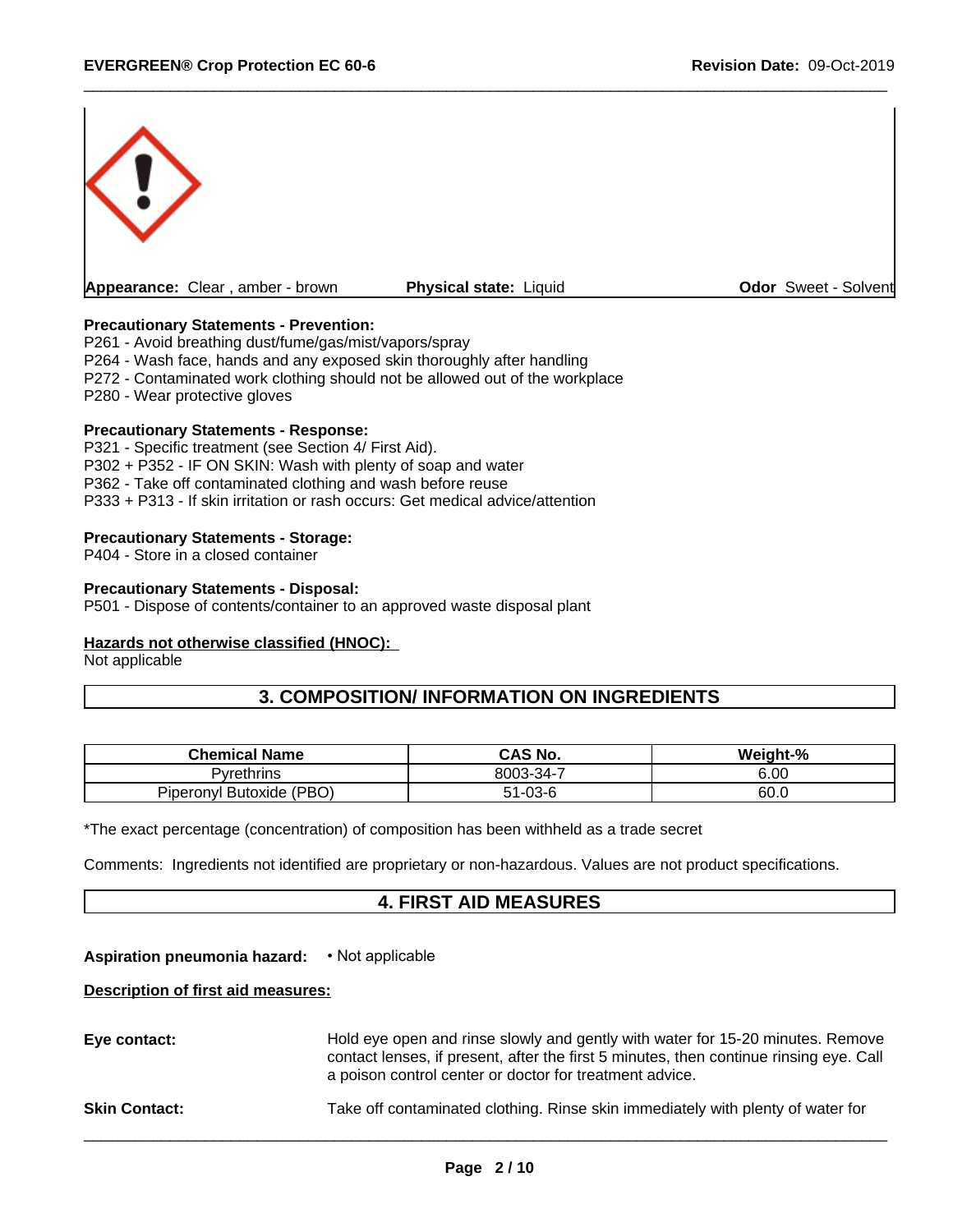**Appearance:** Clear , amber - brown **Physical state:** Liquid **Odor** Sweet - Solvent

**Precautionary Statements - Prevention:**
P261 - Avoid breathing dust/fume/gas/mist/vapors/spray
P264 - Wash face, hands and any exposed skin thoroughly after handling
P272 - Contaminated work clothing should not be allowed out of the workplace
P280 - Wear protective gloves

**Precautionary Statements - Response:**
P321 - Specific treatment (see Section 4/ First Aid).
P302 + P352 - IF ON SKIN: Wash with plenty of soap and water
P362 - Take off contaminated clothing and wash before reuse
P333 + P313 - If skin irritation or rash occurs: Get medical advice/attention

**Precautionary Statements - Storage:**
P404 - Store in a closed container

**Precautionary Statements - Disposal:**
P501 - Dispose of contents/container to an approved waste disposal plant

**Hazards not otherwise classified (HNOC):**
Not applicable

## 3. COMPOSITION/ INFORMATION ON INGREDIENTS

| Chemical Name | CAS No. | Weight-% |
|---|---|---|
| Pyrethrins | 8003-34-7 | 6.00 |
| Piperonyl Butoxide (PBO) | 51-03-6 | 60.0 |

*The exact percentage (concentration) of composition has been withheld as a trade secret

Comments: Ingredients not identified are proprietary or non-hazardous. Values are not product specifications.

## 4. FIRST AID MEASURES

**Aspiration pneumonia hazard:** • Not applicable

**Description of first aid measures:**

**Eye contact:** Hold eye open and rinse slowly and gently with water for 15-20 minutes. Remove contact lenses, if present, after the first 5 minutes, then continue rinsing eye. Call a poison control center or doctor for treatment advice.

**Skin Contact:** Take off contaminated clothing. Rinse skin immediately with plenty of water for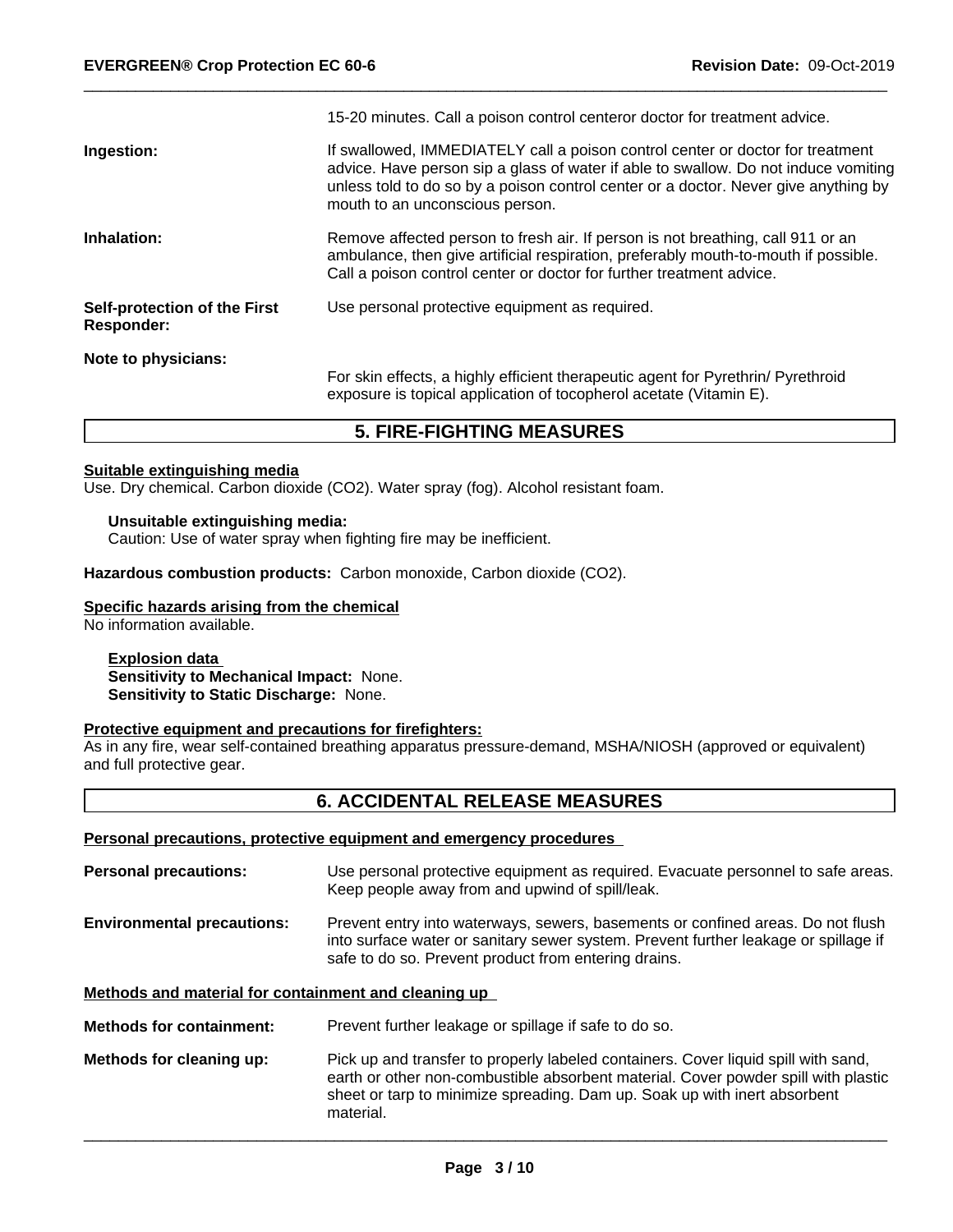15-20 minutes. Call a poison control centeror doctor for treatment advice.

**Ingestion:** If swallowed, IMMEDIATELY call a poison control center or doctor for treatment advice. Have person sip a glass of water if able to swallow. Do not induce vomiting unless told to do so by a poison control center or a doctor. Never give anything by mouth to an unconscious person.

**Inhalation:** Remove affected person to fresh air. If person is not breathing, call 911 or an ambulance, then give artificial respiration, preferably mouth-to-mouth if possible. Call a poison control center or doctor for further treatment advice.

**Self-protection of the First Responder:** Use personal protective equipment as required.

**Note to physicians:** For skin effects, a highly efficient therapeutic agent for Pyrethrin/ Pyrethroid exposure is topical application of tocopherol acetate (Vitamin E).

## 5. FIRE-FIGHTING MEASURES

**Suitable extinguishing media**

Use. Dry chemical. Carbon dioxide ($CO_2$). Water spray (fog). Alcohol resistant foam.

**Unsuitable extinguishing media:**

Caution: Use of water spray when fighting fire may be inefficient.

**Hazardous combustion products:** Carbon monoxide, Carbon dioxide ($CO_2$).

**Specific hazards arising from the chemical**

No information available.

**Explosion data**

**Sensitivity to Mechanical Impact:** None.

**Sensitivity to Static Discharge:** None.

**Protective equipment and precautions for firefighters:**

As in any fire, wear self-contained breathing apparatus pressure-demand, MSHA/NIOSH (approved or equivalent) and full protective gear.

## 6. ACCIDENTAL RELEASE MEASURES

**Personal precautions, protective equipment and emergency procedures**

**Personal precautions:** Use personal protective equipment as required. Evacuate personnel to safe areas. Keep people away from and upwind of spill/leak.

**Environmental precautions:** Prevent entry into waterways, sewers, basements or confined areas. Do not flush into surface water or sanitary sewer system. Prevent further leakage or spillage if safe to do so. Prevent product from entering drains.

**Methods and material for containment and cleaning up**

**Methods for containment:** Prevent further leakage or spillage if safe to do so.

**Methods for cleaning up:** Pick up and transfer to properly labeled containers. Cover liquid spill with sand, earth or other non-combustible absorbent material. Cover powder spill with plastic sheet or tarp to minimize spreading. Dam up. Soak up with inert absorbent material.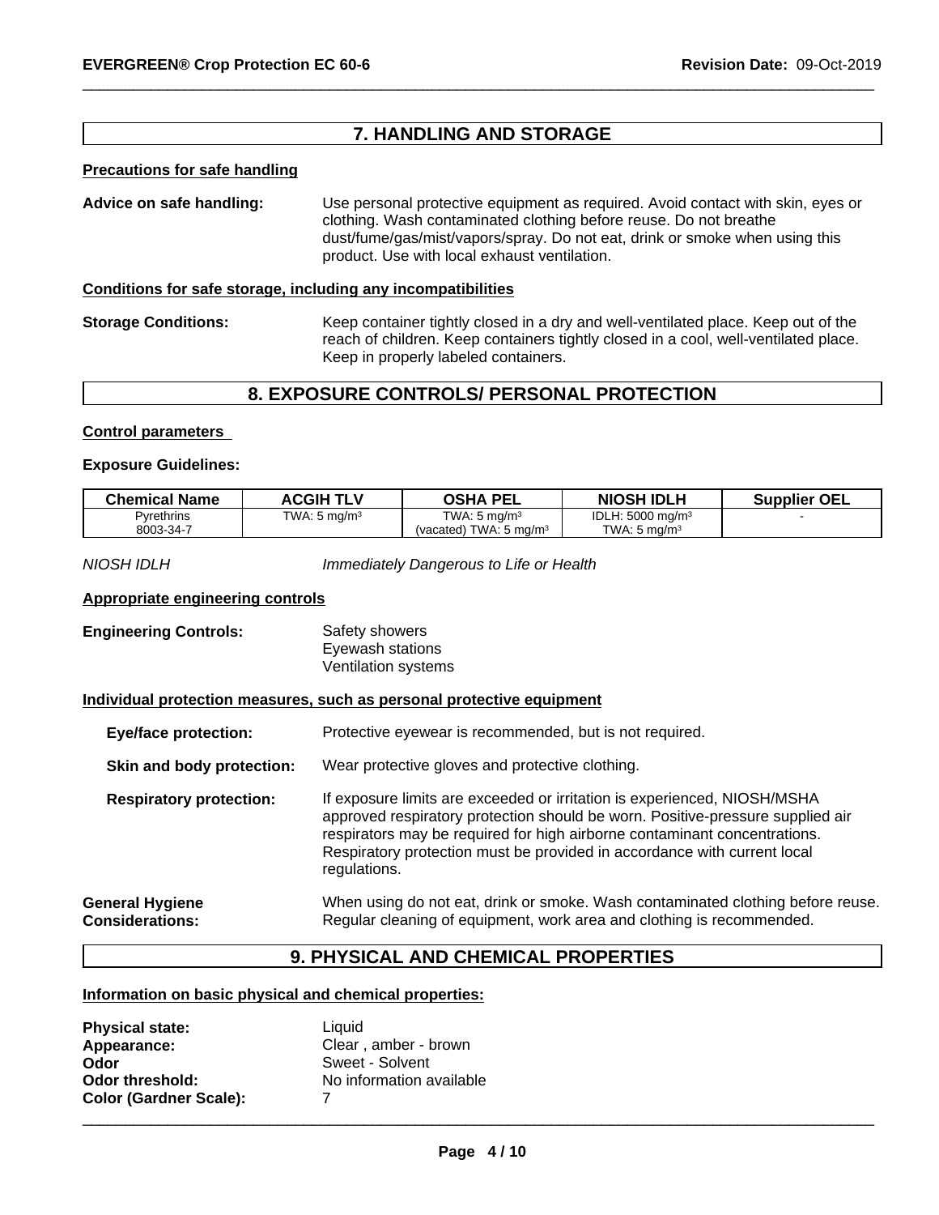## 7. HANDLING AND STORAGE

**Precautions for safe handling**

**Advice on safe handling:** Use personal protective equipment as required. Avoid contact with skin, eyes or clothing. Wash contaminated clothing before reuse. Do not breathe dust/fume/gas/mist/vapors/spray. Do not eat, drink or smoke when using this product. Use with local exhaust ventilation.

**Conditions for safe storage, including any incompatibilities**

**Storage Conditions:** Keep container tightly closed in a dry and well-ventilated place. Keep out of the reach of children. Keep containers tightly closed in a cool, well-ventilated place. Keep in properly labeled containers.

## 8. EXPOSURE CONTROLS/ PERSONAL PROTECTION

**Control parameters**

**Exposure Guidelines:**

| Chemical Name | ACGIH TLV | OSHA PEL | NIOSH IDLH | Supplier OEL |
|---|---|---|---|---|
| Pyrethrins<br>8003-34-7 | TWA: 5 mg/m³ | TWA: 5 mg/m³<br>(vacated) TWA: 5 mg/m³ | IDLH: 5000 mg/m³<br>TWA: 5 mg/m³ | - |

*NIOSH IDLH* *Immediately Dangerous to Life or Health*

**Appropriate engineering controls**

**Engineering Controls:**
Safety showers
Eyewash stations
Ventilation systems

**Individual protection measures, such as personal protective equipment**

**Eye/face protection:** Protective eyewear is recommended, but is not required.

**Skin and body protection:** Wear protective gloves and protective clothing.

**Respiratory protection:** If exposure limits are exceeded or irritation is experienced, NIOSH/MSHA approved respiratory protection should be worn. Positive-pressure supplied air respirators may be required for high airborne contaminant concentrations. Respiratory protection must be provided in accordance with current local regulations.

**General Hygiene Considerations:** When using do not eat, drink or smoke. Wash contaminated clothing before reuse. Regular cleaning of equipment, work area and clothing is recommended.

## 9. PHYSICAL AND CHEMICAL PROPERTIES

**Information on basic physical and chemical properties:**

**Physical state:** Liquid
**Appearance:** Clear , amber - brown
**Odor** Sweet - Solvent
**Odor threshold:** No information available
**Color (Gardner Scale):** 7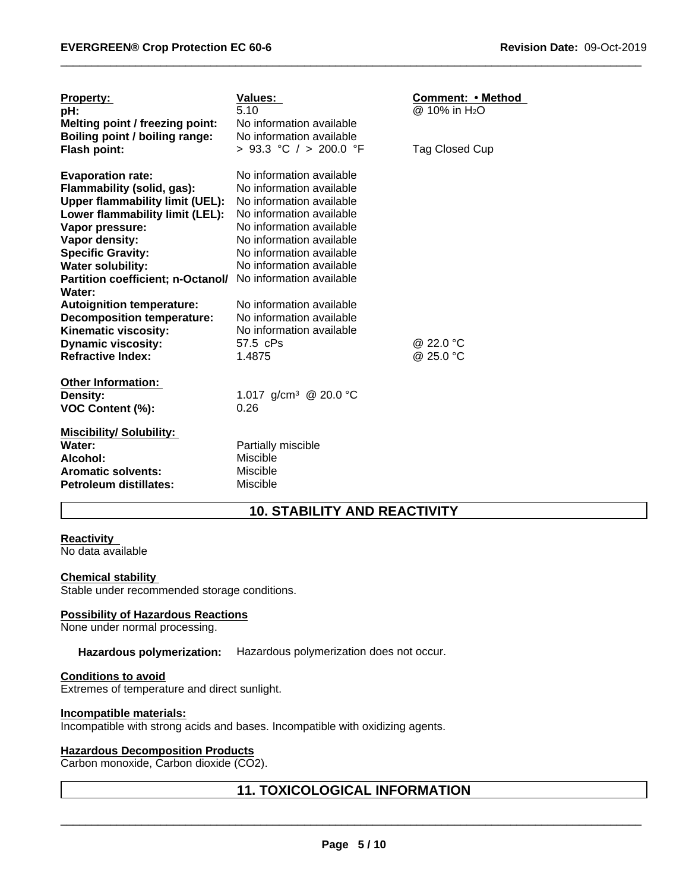| Property: | Values: | Comment: • Method |
|---|---|---|
| **pH:** | 5.10 | @ 10% in $H_2O$ |
| **Melting point / freezing point:** | No information available | |
| **Boiling point / boiling range:** | No information available | |
| **Flash point:** | > 93.3 °C / > 200.0 °F | Tag Closed Cup |
| **Evaporation rate:** | No information available | |
| **Flammability (solid, gas):** | No information available | |
| **Upper flammability limit (UEL):** | No information available | |
| **Lower flammability limit (LEL):** | No information available | |
| **Vapor pressure:** | No information available | |
| **Vapor density:** | No information available | |
| **Specific Gravity:** | No information available | |
| **Water solubility:** | No information available | |
| **Partition coefficient; n-Octanol/ Water:** | No information available | |
| **Autoignition temperature:** | No information available | |
| **Decomposition temperature:** | No information available | |
| **Kinematic viscosity:** | No information available | |
| **Dynamic viscosity:** | 57.5 cPs | @ 22.0 °C |
| **Refractive Index:** | 1.4875 | @ 25.0 °C |

**Other Information:**

| | |
|---|---|
| **Density:** | 1.017 $g/cm^3$ @ 20.0 °C |
| **VOC Content (%):** | 0.26 |

**Miscibility/ Solubility:**

| | |
|---|---|
| **Water:** | Partially miscible |
| **Alcohol:** | Miscible |
| **Aromatic solvents:** | Miscible |
| **Petroleum distillates:** | Miscible |

## 10. STABILITY AND REACTIVITY

**Reactivity**
No data available

**Chemical stability**
Stable under recommended storage conditions.

**Possibility of Hazardous Reactions**
None under normal processing.

**Hazardous polymerization:** Hazardous polymerization does not occur.

**Conditions to avoid**
Extremes of temperature and direct sunlight.

**Incompatible materials:**
Incompatible with strong acids and bases. Incompatible with oxidizing agents.

**Hazardous Decomposition Products**
Carbon monoxide, Carbon dioxide ($CO_2$).

## 11. TOXICOLOGICAL INFORMATION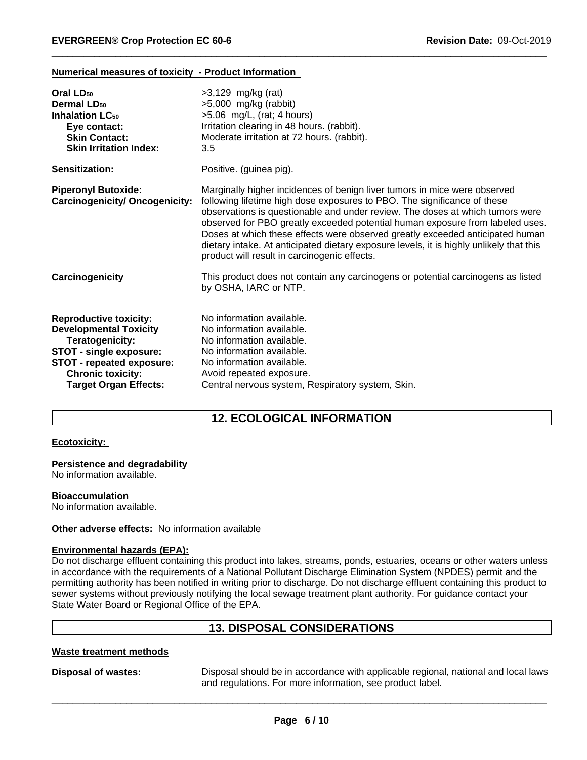**Numerical measures of toxicity - Product Information**

| | |
|---|---|
| **Oral $LD_{50}$** | >3,129 mg/kg (rat) |
| **Dermal $LD_{50}$** | >5,000 mg/kg (rabbit) |
| **Inhalation $LC_{50}$** | >5.06 mg/L, (rat; 4 hours) |
| **Eye contact:** | Irritation clearing in 48 hours. (rabbit). |
| **Skin Contact:** | Moderate irritation at 72 hours. (rabbit). |
| **Skin Irritation Index:** | 3.5 |

**Sensitization:** Positive. (guinea pig).

**Piperonyl Butoxide: Carcinogenicity/ Oncogenicity:** Marginally higher incidences of benign liver tumors in mice were observed following lifetime high dose exposures to PBO. The significance of these observations is questionable and under review. The doses at which tumors were observed for PBO greatly exceeded potential human exposure from labeled uses. Doses at which these effects were observed greatly exceeded anticipated human dietary intake. At anticipated dietary exposure levels, it is highly unlikely that this product will result in carcinogenic effects.

**Carcinogenicity** This product does not contain any carcinogens or potential carcinogens as listed by OSHA, IARC or NTP.

| | |
|---|---|
| **Reproductive toxicity:** | No information available. |
| **Developmental Toxicity** | No information available. |
| **Teratogenicity:** | No information available. |
| **STOT - single exposure:** | No information available. |
| **STOT - repeated exposure:** | No information available. |
| **Chronic toxicity:** | Avoid repeated exposure. |
| **Target Organ Effects:** | Central nervous system, Respiratory system, Skin. |

## 12. ECOLOGICAL INFORMATION

**Ecotoxicity:**

**Persistence and degradability**

No information available.

**Bioaccumulation**

No information available.

**Other adverse effects:** No information available

**Environmental hazards (EPA):**

Do not discharge effluent containing this product into lakes, streams, ponds, estuaries, oceans or other waters unless in accordance with the requirements of a National Pollutant Discharge Elimination System (NPDES) permit and the permitting authority has been notified in writing prior to discharge. Do not discharge effluent containing this product to sewer systems without previously notifying the local sewage treatment plant authority. For guidance contact your State Water Board or Regional Office of the EPA.

## 13. DISPOSAL CONSIDERATIONS

**Waste treatment methods**

**Disposal of wastes:** Disposal should be in accordance with applicable regional, national and local laws and regulations. For more information, see product label.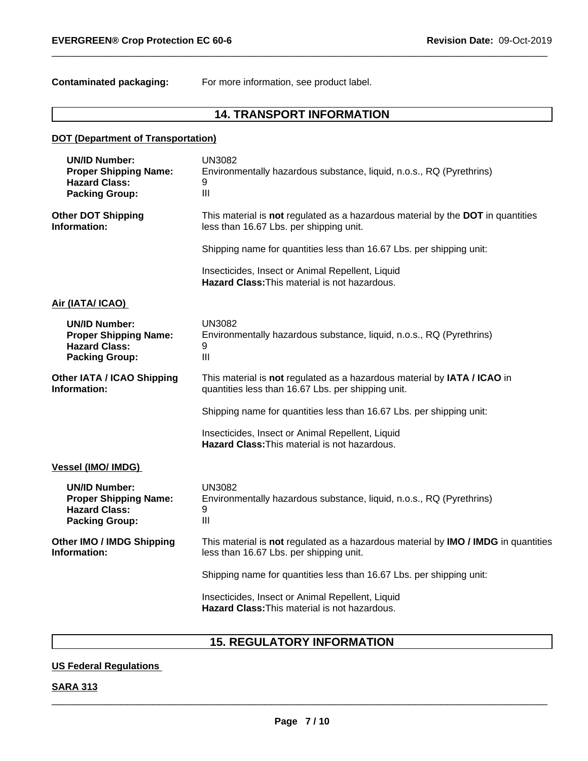**Contaminated packaging:** For more information, see product label.

## 14. TRANSPORT INFORMATION

**DOT (Department of Transportation)**

| | |
|---|---|
| **UN/ID Number:** | UN3082 |
| **Proper Shipping Name:** | Environmentally hazardous substance, liquid, n.o.s., RQ (Pyrethrins) |
| **Hazard Class:** | 9 |
| **Packing Group:** | III |

**Other DOT Shipping Information:** This material is **not** regulated as a hazardous material by the **DOT** in quantities less than 16.67 Lbs. per shipping unit.

Shipping name for quantities less than 16.67 Lbs. per shipping unit:

Insecticides, Insect or Animal Repellent, Liquid
**Hazard Class:** This material is not hazardous.

**Air (IATA/ ICAO)**

| | |
|---|---|
| **UN/ID Number:** | UN3082 |
| **Proper Shipping Name:** | Environmentally hazardous substance, liquid, n.o.s., RQ (Pyrethrins) |
| **Hazard Class:** | 9 |
| **Packing Group:** | III |

**Other IATA / ICAO Shipping Information:** This material is **not** regulated as a hazardous material by **IATA / ICAO** in quantities less than 16.67 Lbs. per shipping unit.

Shipping name for quantities less than 16.67 Lbs. per shipping unit:

Insecticides, Insect or Animal Repellent, Liquid
**Hazard Class:** This material is not hazardous.

**Vessel (IMO/ IMDG)**

| | |
|---|---|
| **UN/ID Number:** | UN3082 |
| **Proper Shipping Name:** | Environmentally hazardous substance, liquid, n.o.s., RQ (Pyrethrins) |
| **Hazard Class:** | 9 |
| **Packing Group:** | III |

**Other IMO / IMDG Shipping Information:** This material is **not** regulated as a hazardous material by **IMO / IMDG** in quantities less than 16.67 Lbs. per shipping unit.

Shipping name for quantities less than 16.67 Lbs. per shipping unit:

Insecticides, Insect or Animal Repellent, Liquid
**Hazard Class:** This material is not hazardous.

## 15. REGULATORY INFORMATION

**US Federal Regulations**

**SARA 313**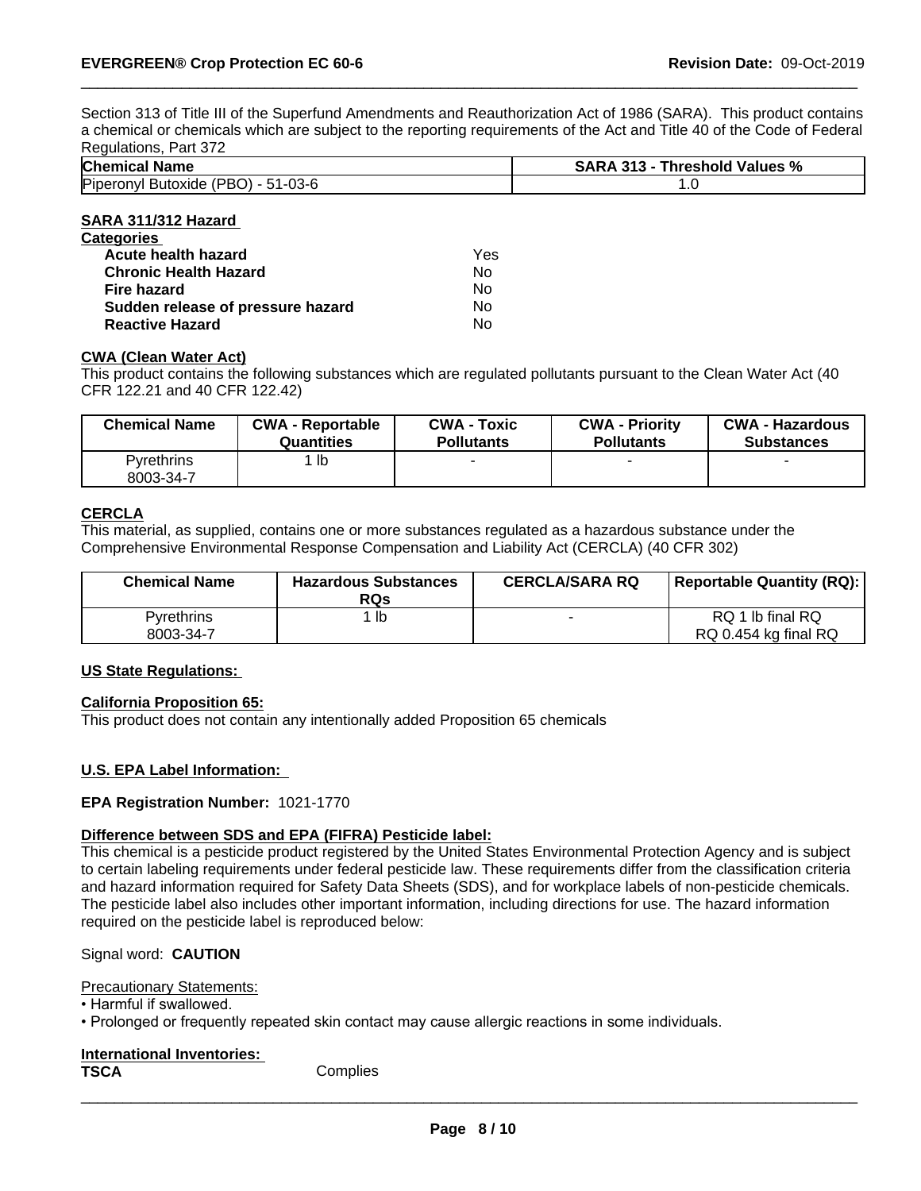Section 313 of Title III of the Superfund Amendments and Reauthorization Act of 1986 (SARA). This product contains a chemical or chemicals which are subject to the reporting requirements of the Act and Title 40 of the Code of Federal Regulations, Part 372

| Chemical Name | SARA 313 - Threshold Values % |
|---|---|
| Piperonyl Butoxide (PBO) - 51-03-6 | 1.0 |

**SARA 311/312 Hazard Categories**

| | |
|---|---|
| **Acute health hazard** | Yes |
| **Chronic Health Hazard** | No |
| **Fire hazard** | No |
| **Sudden release of pressure hazard** | No |
| **Reactive Hazard** | No |

**CWA (Clean Water Act)**

This product contains the following substances which are regulated pollutants pursuant to the Clean Water Act (40 CFR 122.21 and 40 CFR 122.42)

| Chemical Name | CWA - Reportable Quantities | CWA - Toxic Pollutants | CWA - Priority Pollutants | CWA - Hazardous Substances |
|---|---|---|---|---|
| Pyrethrins 8003-34-7 | 1 lb | - | - | - |

**CERCLA**

This material, as supplied, contains one or more substances regulated as a hazardous substance under the Comprehensive Environmental Response Compensation and Liability Act (CERCLA) (40 CFR 302)

| Chemical Name | Hazardous Substances RQs | CERCLA/SARA RQ | Reportable Quantity (RQ): |
|---|---|---|---|
| Pyrethrins 8003-34-7 | 1 lb | - | RQ 1 lb final RQ RQ 0.454 kg final RQ |

**US State Regulations:**

**California Proposition 65:**

This product does not contain any intentionally added Proposition 65 chemicals

**U.S. EPA Label Information:**

**EPA Registration Number:** 1021-1770

**Difference between SDS and EPA (FIFRA) Pesticide label:**

This chemical is a pesticide product registered by the United States Environmental Protection Agency and is subject to certain labeling requirements under federal pesticide law. These requirements differ from the classification criteria and hazard information required for Safety Data Sheets (SDS), and for workplace labels of non-pesticide chemicals. The pesticide label also includes other important information, including directions for use. The hazard information required on the pesticide label is reproduced below:

Signal word: **CAUTION**

Precautionary Statements:

- Harmful if swallowed.
- Prolonged or frequently repeated skin contact may cause allergic reactions in some individuals.

**International Inventories:**

**TSCA** Complies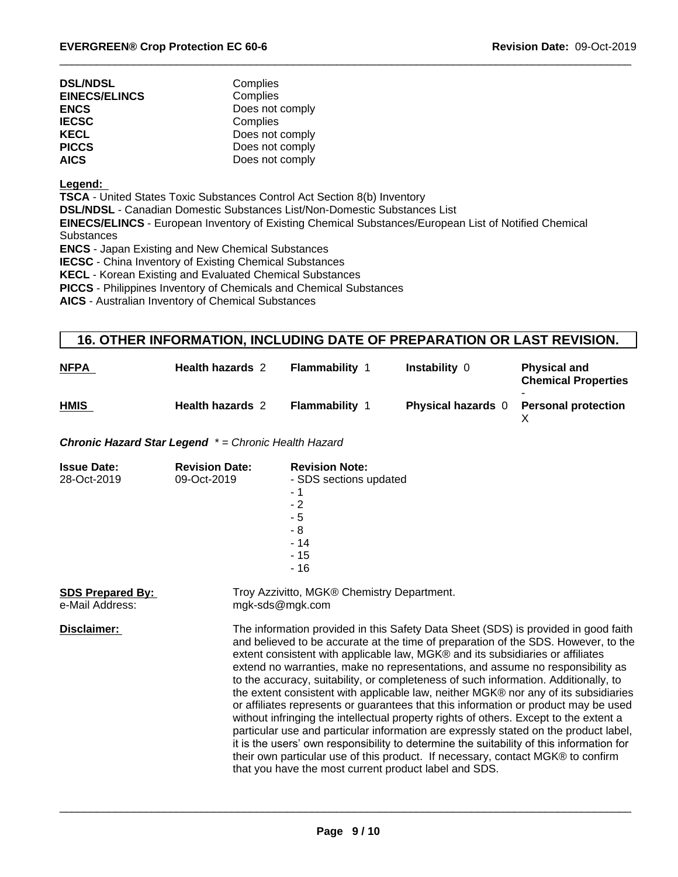| | |
|---|---|
| **DSL/NDSL** | Complies |
| **EINECS/ELINCS** | Complies |
| **ENCS** | Does not comply |
| **IECSC** | Complies |
| **KECL** | Does not comply |
| **PICCS** | Does not comply |
| **AICS** | Does not comply |

**Legend:**

**TSCA** - United States Toxic Substances Control Act Section 8(b) Inventory
**DSL/NDSL** - Canadian Domestic Substances List/Non-Domestic Substances List
**EINECS/ELINCS** - European Inventory of Existing Chemical Substances/European List of Notified Chemical Substances
**ENCS** - Japan Existing and New Chemical Substances
**IECSC** - China Inventory of Existing Chemical Substances
**KECL** - Korean Existing and Evaluated Chemical Substances
**PICCS** - Philippines Inventory of Chemicals and Chemical Substances
**AICS** - Australian Inventory of Chemical Substances

## 16. OTHER INFORMATION, INCLUDING DATE OF PREPARATION OR LAST REVISION.

| | | | | |
|---|---|---|---|---|
| **NFPA** | **Health hazards** 2 | **Flammability** 1 | **Instability** 0 | **Physical and Chemical Properties** - |
| **HMIS** | **Health hazards** 2 | **Flammability** 1 | **Physical hazards** 0 | **Personal protection** X |

***Chronic Hazard Star Legend*** *\* = Chronic Health Hazard*

| **Issue Date:** | **Revision Date:** | **Revision Note:** |
|---|---|---|
| 28-Oct-2019 | 09-Oct-2019 | - SDS sections updated<br>- 1<br>- 2<br>- 5<br>- 8<br>- 14<br>- 15<br>- 16 |

**SDS Prepared By:** Troy Azzivitto, MGK® Chemistry Department.
e-Mail Address: mgk-sds@mgk.com

**Disclaimer:** The information provided in this Safety Data Sheet (SDS) is provided in good faith and believed to be accurate at the time of preparation of the SDS. However, to the extent consistent with applicable law, MGK® and its subsidiaries or affiliates extend no warranties, make no representations, and assume no responsibility as to the accuracy, suitability, or completeness of such information. Additionally, to the extent consistent with applicable law, neither MGK® nor any of its subsidiaries or affiliates represents or guarantees that this information or product may be used without infringing the intellectual property rights of others. Except to the extent a particular use and particular information are expressly stated on the product label, it is the users' own responsibility to determine the suitability of this information for their own particular use of this product. If necessary, contact MGK® to confirm that you have the most current product label and SDS.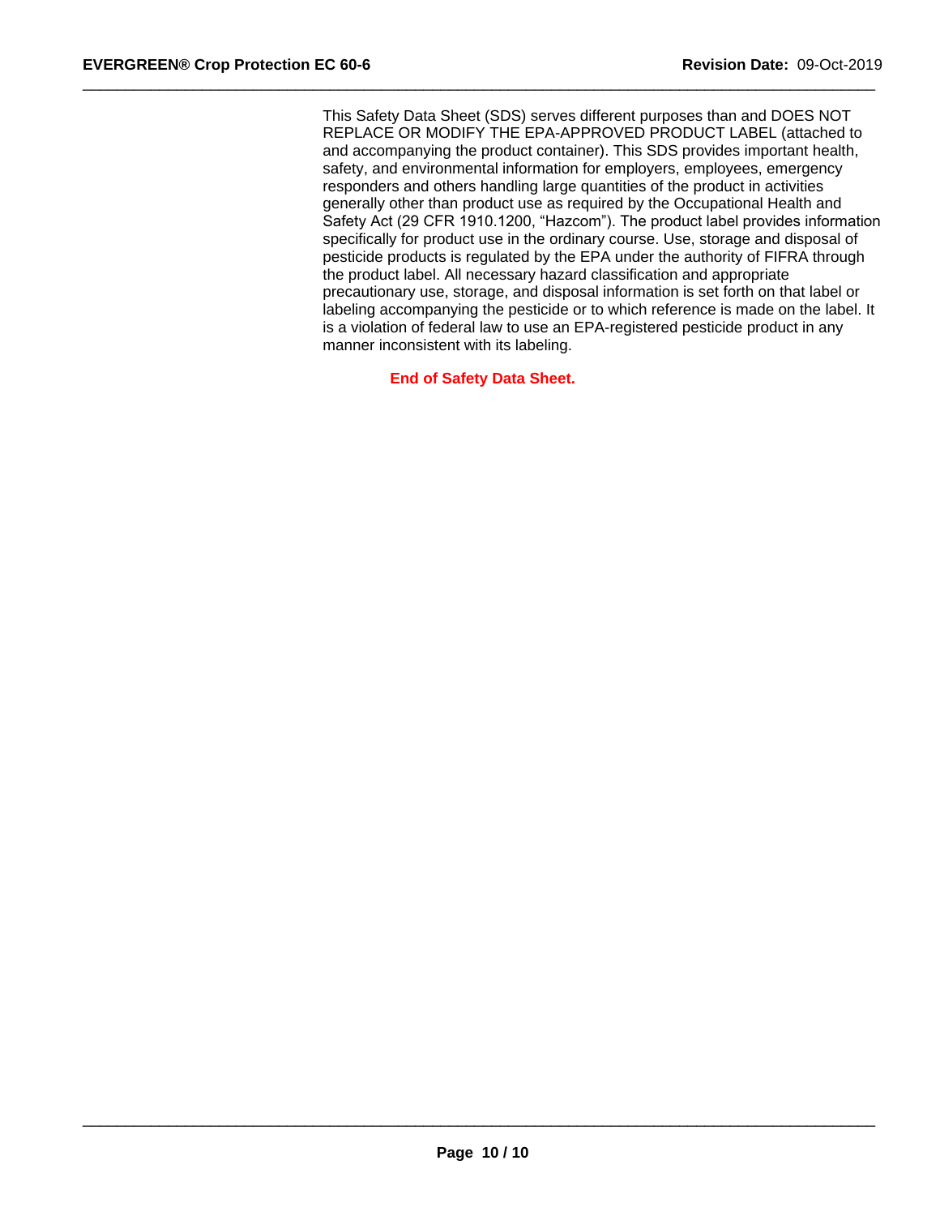This Safety Data Sheet (SDS) serves different purposes than and DOES NOT REPLACE OR MODIFY THE EPA-APPROVED PRODUCT LABEL (attached to and accompanying the product container). This SDS provides important health, safety, and environmental information for employers, employees, emergency responders and others handling large quantities of the product in activities generally other than product use as required by the Occupational Health and Safety Act (29 CFR 1910.1200, "Hazcom"). The product label provides information specifically for product use in the ordinary course. Use, storage and disposal of pesticide products is regulated by the EPA under the authority of FIFRA through the product label. All necessary hazard classification and appropriate precautionary use, storage, and disposal information is set forth on that label or labeling accompanying the pesticide or to which reference is made on the label. It is a violation of federal law to use an EPA-registered pesticide product in any manner inconsistent with its labeling.

**End of Safety Data Sheet.**